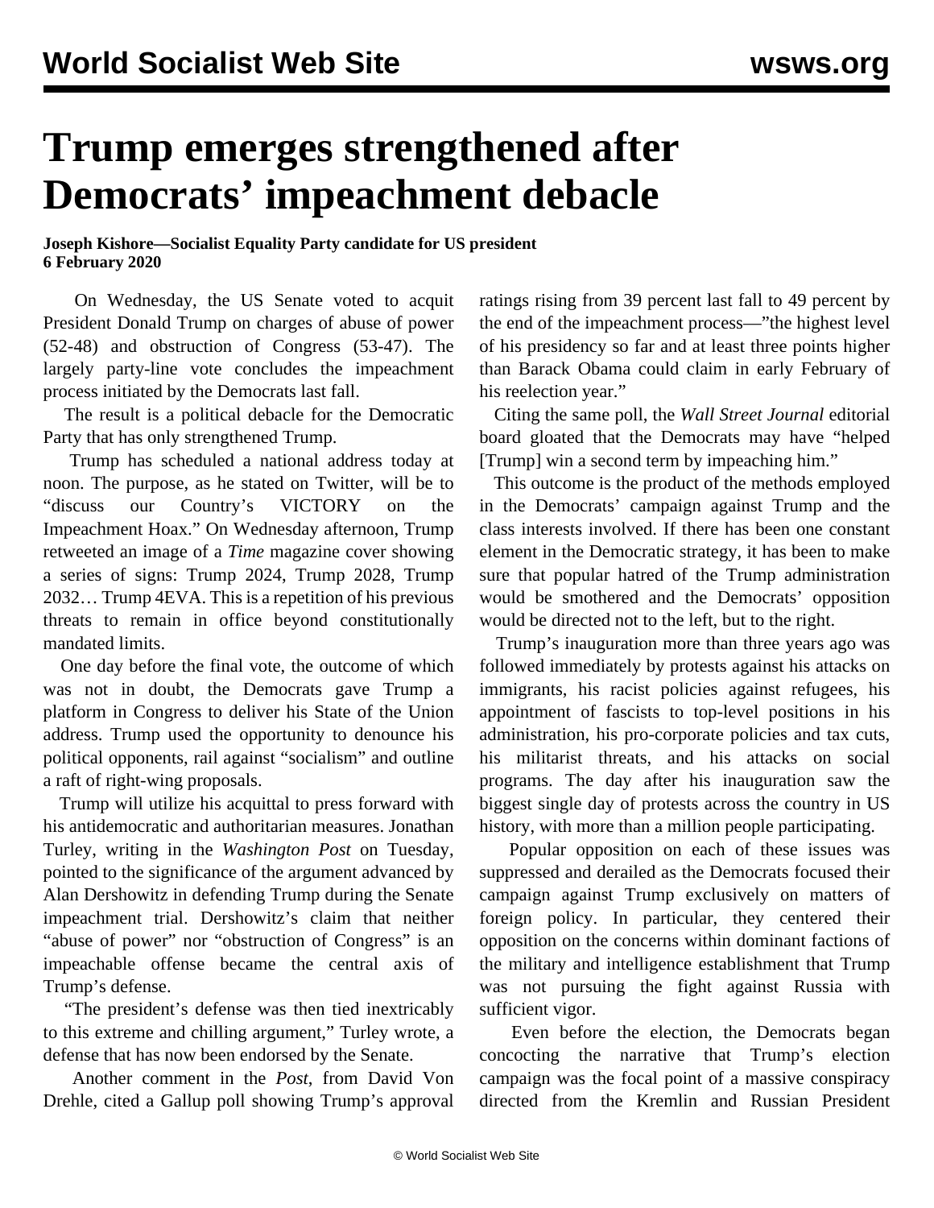# Trump emerges strengthened after Democrats' impeachment debacle

**Joseph Kishore—Socialist Equality Party candidate for US president**
**6 February 2020**

On Wednesday, the US Senate voted to acquit President Donald Trump on charges of abuse of power (52-48) and obstruction of Congress (53-47). The largely party-line vote concludes the impeachment process initiated by the Democrats last fall.

The result is a political debacle for the Democratic Party that has only strengthened Trump.

Trump has scheduled a national address today at noon. The purpose, as he stated on Twitter, will be to "discuss our Country's VICTORY on the Impeachment Hoax." On Wednesday afternoon, Trump retweeted an image of a *Time* magazine cover showing a series of signs: Trump 2024, Trump 2028, Trump 2032… Trump 4EVA. This is a repetition of his previous threats to remain in office beyond constitutionally mandated limits.

One day before the final vote, the outcome of which was not in doubt, the Democrats gave Trump a platform in Congress to deliver his State of the Union address. Trump used the opportunity to denounce his political opponents, rail against "socialism" and outline a raft of right-wing proposals.

Trump will utilize his acquittal to press forward with his antidemocratic and authoritarian measures. Jonathan Turley, writing in the *Washington Post* on Tuesday, pointed to the significance of the argument advanced by Alan Dershowitz in defending Trump during the Senate impeachment trial. Dershowitz's claim that neither "abuse of power" nor "obstruction of Congress" is an impeachable offense became the central axis of Trump's defense.

"The president's defense was then tied inextricably to this extreme and chilling argument," Turley wrote, a defense that has now been endorsed by the Senate.

Another comment in the *Post*, from David Von Drehle, cited a Gallup poll showing Trump's approval ratings rising from 39 percent last fall to 49 percent by the end of the impeachment process—"the highest level of his presidency so far and at least three points higher than Barack Obama could claim in early February of his reelection year."

Citing the same poll, the *Wall Street Journal* editorial board gloated that the Democrats may have "helped [Trump] win a second term by impeaching him."

This outcome is the product of the methods employed in the Democrats' campaign against Trump and the class interests involved. If there has been one constant element in the Democratic strategy, it has been to make sure that popular hatred of the Trump administration would be smothered and the Democrats' opposition would be directed not to the left, but to the right.

Trump's inauguration more than three years ago was followed immediately by protests against his attacks on immigrants, his racist policies against refugees, his appointment of fascists to top-level positions in his administration, his pro-corporate policies and tax cuts, his militarist threats, and his attacks on social programs. The day after his inauguration saw the biggest single day of protests across the country in US history, with more than a million people participating.

Popular opposition on each of these issues was suppressed and derailed as the Democrats focused their campaign against Trump exclusively on matters of foreign policy. In particular, they centered their opposition on the concerns within dominant factions of the military and intelligence establishment that Trump was not pursuing the fight against Russia with sufficient vigor.

Even before the election, the Democrats began concocting the narrative that Trump's election campaign was the focal point of a massive conspiracy directed from the Kremlin and Russian President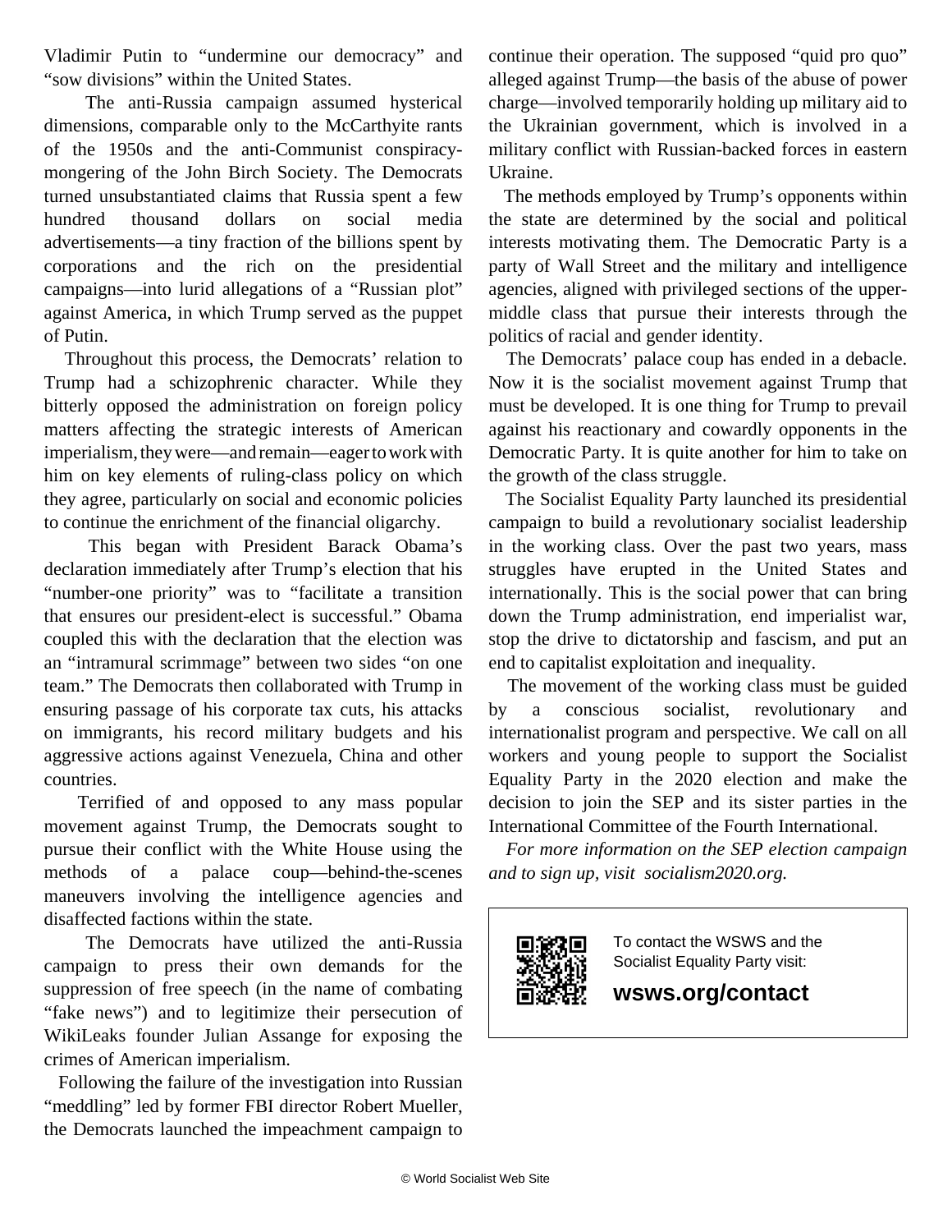Vladimir Putin to "undermine our democracy" and "sow divisions" within the United States.

The anti-Russia campaign assumed hysterical dimensions, comparable only to the McCarthyite rants of the 1950s and the anti-Communist conspiracy-mongering of the John Birch Society. The Democrats turned unsubstantiated claims that Russia spent a few hundred thousand dollars on social media advertisements—a tiny fraction of the billions spent by corporations and the rich on the presidential campaigns—into lurid allegations of a "Russian plot" against America, in which Trump served as the puppet of Putin.

Throughout this process, the Democrats' relation to Trump had a schizophrenic character. While they bitterly opposed the administration on foreign policy matters affecting the strategic interests of American imperialism, they were—and remain—eager to work with him on key elements of ruling-class policy on which they agree, particularly on social and economic policies to continue the enrichment of the financial oligarchy.

This began with President Barack Obama's declaration immediately after Trump's election that his "number-one priority" was to "facilitate a transition that ensures our president-elect is successful." Obama coupled this with the declaration that the election was an "intramural scrimmage" between two sides "on one team." The Democrats then collaborated with Trump in ensuring passage of his corporate tax cuts, his attacks on immigrants, his record military budgets and his aggressive actions against Venezuela, China and other countries.

Terrified of and opposed to any mass popular movement against Trump, the Democrats sought to pursue their conflict with the White House using the methods of a palace coup—behind-the-scenes maneuvers involving the intelligence agencies and disaffected factions within the state.

The Democrats have utilized the anti-Russia campaign to press their own demands for the suppression of free speech (in the name of combating "fake news") and to legitimize their persecution of WikiLeaks founder Julian Assange for exposing the crimes of American imperialism.

Following the failure of the investigation into Russian "meddling" led by former FBI director Robert Mueller, the Democrats launched the impeachment campaign to continue their operation. The supposed "quid pro quo" alleged against Trump—the basis of the abuse of power charge—involved temporarily holding up military aid to the Ukrainian government, which is involved in a military conflict with Russian-backed forces in eastern Ukraine.

The methods employed by Trump's opponents within the state are determined by the social and political interests motivating them. The Democratic Party is a party of Wall Street and the military and intelligence agencies, aligned with privileged sections of the upper-middle class that pursue their interests through the politics of racial and gender identity.

The Democrats' palace coup has ended in a debacle. Now it is the socialist movement against Trump that must be developed. It is one thing for Trump to prevail against his reactionary and cowardly opponents in the Democratic Party. It is quite another for him to take on the growth of the class struggle.

The Socialist Equality Party launched its presidential campaign to build a revolutionary socialist leadership in the working class. Over the past two years, mass struggles have erupted in the United States and internationally. This is the social power that can bring down the Trump administration, end imperialist war, stop the drive to dictatorship and fascism, and put an end to capitalist exploitation and inequality.

The movement of the working class must be guided by a conscious socialist, revolutionary and internationalist program and perspective. We call on all workers and young people to support the Socialist Equality Party in the 2020 election and make the decision to join the SEP and its sister parties in the International Committee of the Fourth International.

*For more information on the SEP election campaign and to sign up, visit socialism2020.org.*

To contact the WSWS and the Socialist Equality Party visit:

**wsws.org/contact**